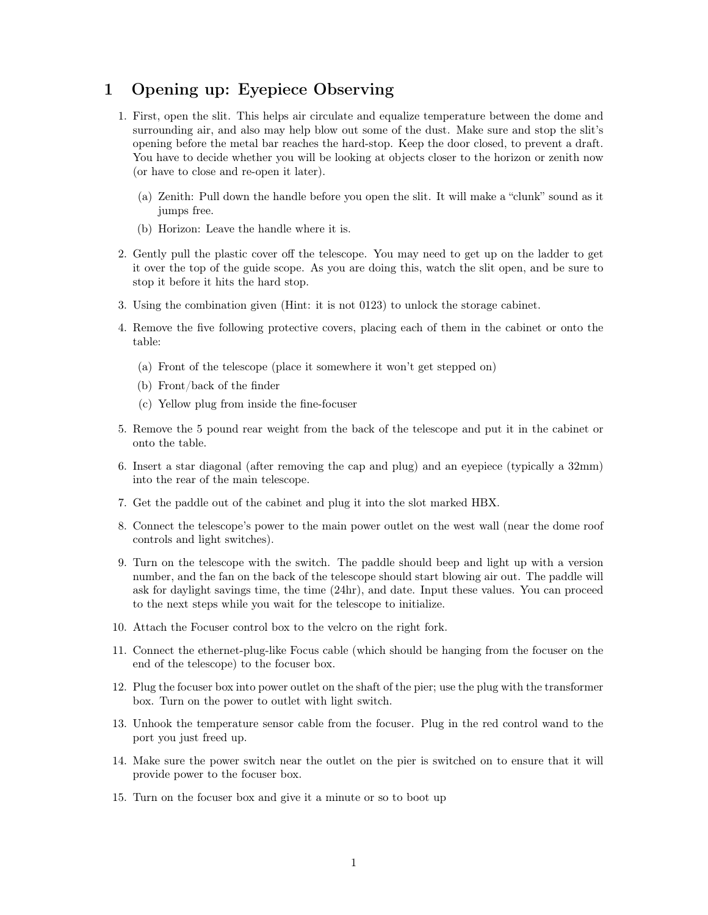# 1 Opening up: Eyepiece Observing

1. First, open the slit. This helps air circulate and equalize temperature between the dome and surrounding air, and also may help blow out some of the dust. Make sure and stop the slit's opening before the metal bar reaches the hard-stop. Keep the door closed, to prevent a draft. You have to decide whether you will be looking at objects closer to the horizon or zenith now (or have to close and re-open it later).
   (a) Zenith: Pull down the handle before you open the slit. It will make a "clunk" sound as it jumps free.
   (b) Horizon: Leave the handle where it is.
2. Gently pull the plastic cover off the telescope. You may need to get up on the ladder to get it over the top of the guide scope. As you are doing this, watch the slit open, and be sure to stop it before it hits the hard stop.
3. Using the combination given (Hint: it is not 0123) to unlock the storage cabinet.
4. Remove the five following protective covers, placing each of them in the cabinet or onto the table:
   (a) Front of the telescope (place it somewhere it won't get stepped on)
   (b) Front/back of the finder
   (c) Yellow plug from inside the fine-focuser
5. Remove the 5 pound rear weight from the back of the telescope and put it in the cabinet or onto the table.
6. Insert a star diagonal (after removing the cap and plug) and an eyepiece (typically a 32mm) into the rear of the main telescope.
7. Get the paddle out of the cabinet and plug it into the slot marked HBX.
8. Connect the telescope's power to the main power outlet on the west wall (near the dome roof controls and light switches).
9. Turn on the telescope with the switch. The paddle should beep and light up with a version number, and the fan on the back of the telescope should start blowing air out. The paddle will ask for daylight savings time, the time (24hr), and date. Input these values. You can proceed to the next steps while you wait for the telescope to initialize.
10. Attach the Focuser control box to the velcro on the right fork.
11. Connect the ethernet-plug-like Focus cable (which should be hanging from the focuser on the end of the telescope) to the focuser box.
12. Plug the focuser box into power outlet on the shaft of the pier; use the plug with the transformer box. Turn on the power to outlet with light switch.
13. Unhook the temperature sensor cable from the focuser. Plug in the red control wand to the port you just freed up.
14. Make sure the power switch near the outlet on the pier is switched on to ensure that it will provide power to the focuser box.
15. Turn on the focuser box and give it a minute or so to boot up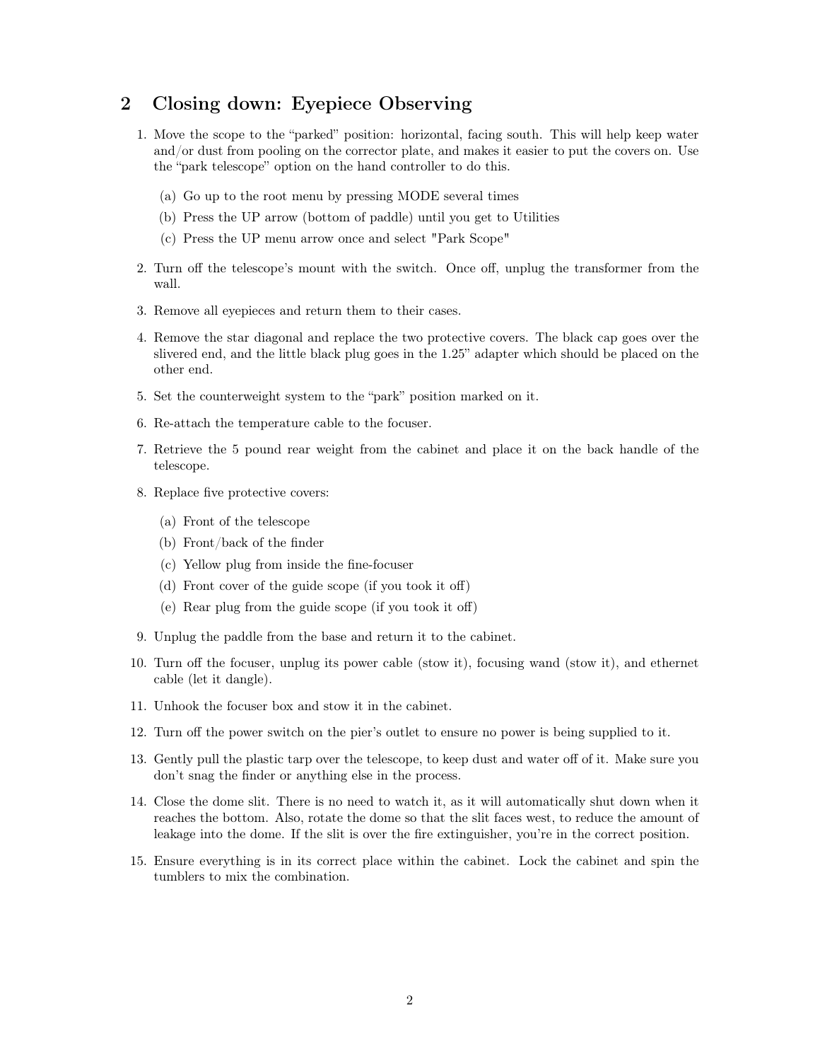## 2 Closing down: Eyepiece Observing

1. Move the scope to the "parked" position: horizontal, facing south. This will help keep water and/or dust from pooling on the corrector plate, and makes it easier to put the covers on. Use the "park telescope" option on the hand controller to do this.
   (a) Go up to the root menu by pressing MODE several times
   (b) Press the UP arrow (bottom of paddle) until you get to Utilities
   (c) Press the UP menu arrow once and select "Park Scope"
2. Turn off the telescope's mount with the switch. Once off, unplug the transformer from the wall.
3. Remove all eyepieces and return them to their cases.
4. Remove the star diagonal and replace the two protective covers. The black cap goes over the slivered end, and the little black plug goes in the 1.25" adapter which should be placed on the other end.
5. Set the counterweight system to the "park" position marked on it.
6. Re-attach the temperature cable to the focuser.
7. Retrieve the 5 pound rear weight from the cabinet and place it on the back handle of the telescope.
8. Replace five protective covers:
   (a) Front of the telescope
   (b) Front/back of the finder
   (c) Yellow plug from inside the fine-focuser
   (d) Front cover of the guide scope (if you took it off)
   (e) Rear plug from the guide scope (if you took it off)
9. Unplug the paddle from the base and return it to the cabinet.
10. Turn off the focuser, unplug its power cable (stow it), focusing wand (stow it), and ethernet cable (let it dangle).
11. Unhook the focuser box and stow it in the cabinet.
12. Turn off the power switch on the pier's outlet to ensure no power is being supplied to it.
13. Gently pull the plastic tarp over the telescope, to keep dust and water off of it. Make sure you don't snag the finder or anything else in the process.
14. Close the dome slit. There is no need to watch it, as it will automatically shut down when it reaches the bottom. Also, rotate the dome so that the slit faces west, to reduce the amount of leakage into the dome. If the slit is over the fire extinguisher, you're in the correct position.
15. Ensure everything is in its correct place within the cabinet. Lock the cabinet and spin the tumblers to mix the combination.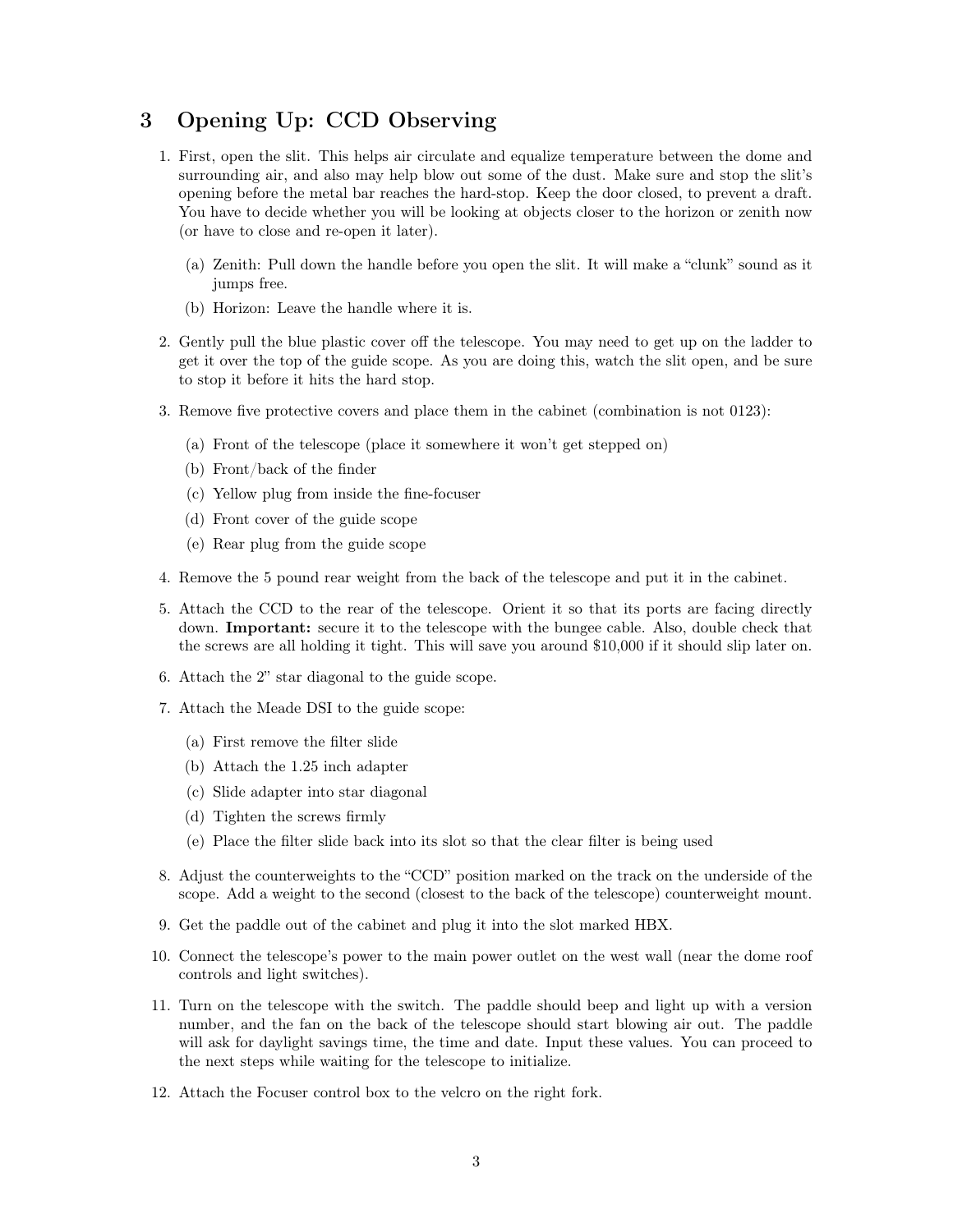## 3 Opening Up: CCD Observing

1. First, open the slit. This helps air circulate and equalize temperature between the dome and surrounding air, and also may help blow out some of the dust. Make sure and stop the slit's opening before the metal bar reaches the hard-stop. Keep the door closed, to prevent a draft. You have to decide whether you will be looking at objects closer to the horizon or zenith now (or have to close and re-open it later).
   (a) Zenith: Pull down the handle before you open the slit. It will make a "clunk" sound as it jumps free.
   (b) Horizon: Leave the handle where it is.
2. Gently pull the blue plastic cover off the telescope. You may need to get up on the ladder to get it over the top of the guide scope. As you are doing this, watch the slit open, and be sure to stop it before it hits the hard stop.
3. Remove five protective covers and place them in the cabinet (combination is not 0123):
   (a) Front of the telescope (place it somewhere it won't get stepped on)
   (b) Front/back of the finder
   (c) Yellow plug from inside the fine-focuser
   (d) Front cover of the guide scope
   (e) Rear plug from the guide scope
4. Remove the 5 pound rear weight from the back of the telescope and put it in the cabinet.
5. Attach the CCD to the rear of the telescope. Orient it so that its ports are facing directly down. **Important:** secure it to the telescope with the bungee cable. Also, double check that the screws are all holding it tight. This will save you around $10,000 if it should slip later on.
6. Attach the 2" star diagonal to the guide scope.
7. Attach the Meade DSI to the guide scope:
   (a) First remove the filter slide
   (b) Attach the 1.25 inch adapter
   (c) Slide adapter into star diagonal
   (d) Tighten the screws firmly
   (e) Place the filter slide back into its slot so that the clear filter is being used
8. Adjust the counterweights to the "CCD" position marked on the track on the underside of the scope. Add a weight to the second (closest to the back of the telescope) counterweight mount.
9. Get the paddle out of the cabinet and plug it into the slot marked HBX.
10. Connect the telescope's power to the main power outlet on the west wall (near the dome roof controls and light switches).
11. Turn on the telescope with the switch. The paddle should beep and light up with a version number, and the fan on the back of the telescope should start blowing air out. The paddle will ask for daylight savings time, the time and date. Input these values. You can proceed to the next steps while waiting for the telescope to initialize.
12. Attach the Focuser control box to the velcro on the right fork.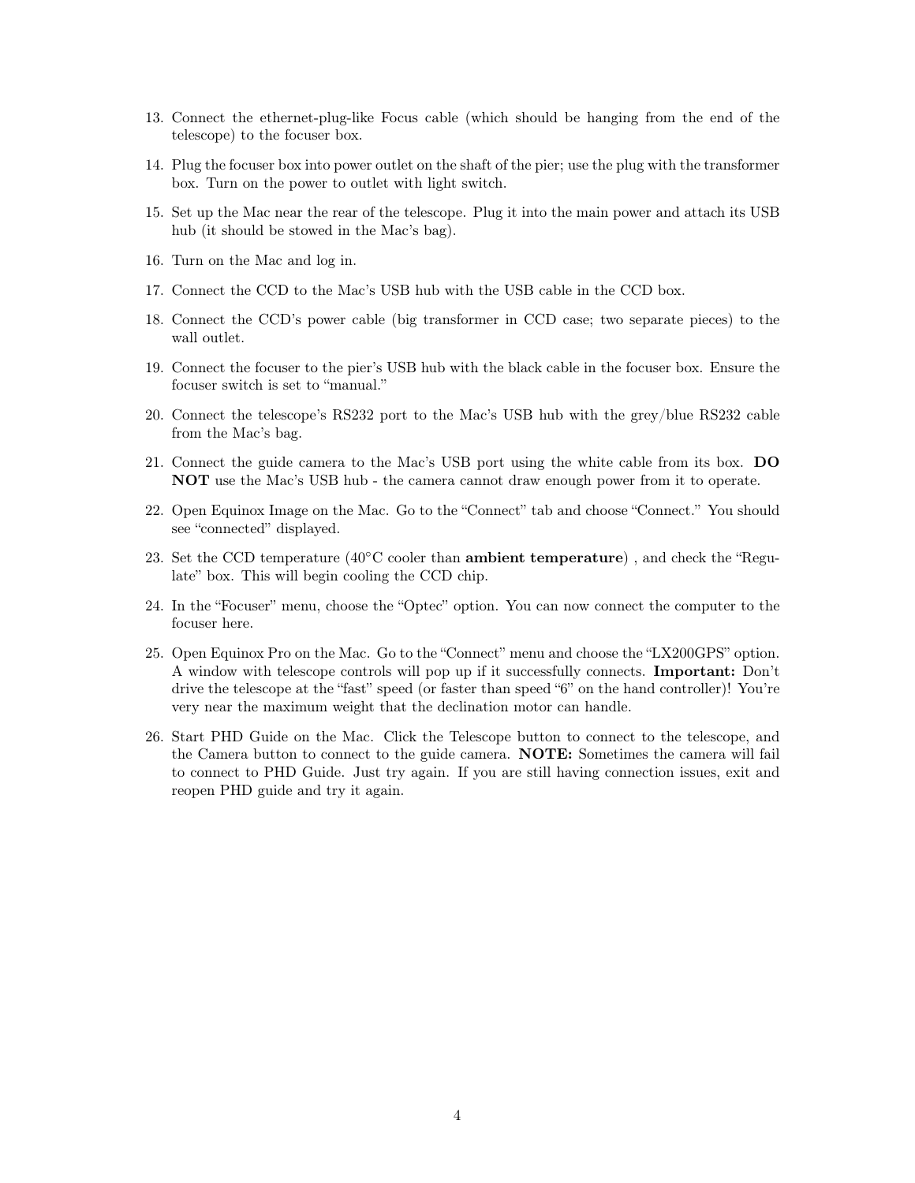13. Connect the ethernet-plug-like Focus cable (which should be hanging from the end of the telescope) to the focuser box.
14. Plug the focuser box into power outlet on the shaft of the pier; use the plug with the transformer box. Turn on the power to outlet with light switch.
15. Set up the Mac near the rear of the telescope. Plug it into the main power and attach its USB hub (it should be stowed in the Mac's bag).
16. Turn on the Mac and log in.
17. Connect the CCD to the Mac's USB hub with the USB cable in the CCD box.
18. Connect the CCD's power cable (big transformer in CCD case; two separate pieces) to the wall outlet.
19. Connect the focuser to the pier's USB hub with the black cable in the focuser box. Ensure the focuser switch is set to "manual."
20. Connect the telescope's RS232 port to the Mac's USB hub with the grey/blue RS232 cable from the Mac's bag.
21. Connect the guide camera to the Mac's USB port using the white cable from its box. **DO NOT** use the Mac's USB hub - the camera cannot draw enough power from it to operate.
22. Open Equinox Image on the Mac. Go to the "Connect" tab and choose "Connect." You should see "connected" displayed.
23. Set the CCD temperature (40°C cooler than **ambient temperature**) , and check the "Regulate" box. This will begin cooling the CCD chip.
24. In the "Focuser" menu, choose the "Optec" option. You can now connect the computer to the focuser here.
25. Open Equinox Pro on the Mac. Go to the "Connect" menu and choose the "LX200GPS" option. A window with telescope controls will pop up if it successfully connects. **Important:** Don't drive the telescope at the "fast" speed (or faster than speed "6" on the hand controller)! You're very near the maximum weight that the declination motor can handle.
26. Start PHD Guide on the Mac. Click the Telescope button to connect to the telescope, and the Camera button to connect to the guide camera. **NOTE:** Sometimes the camera will fail to connect to PHD Guide. Just try again. If you are still having connection issues, exit and reopen PHD guide and try it again.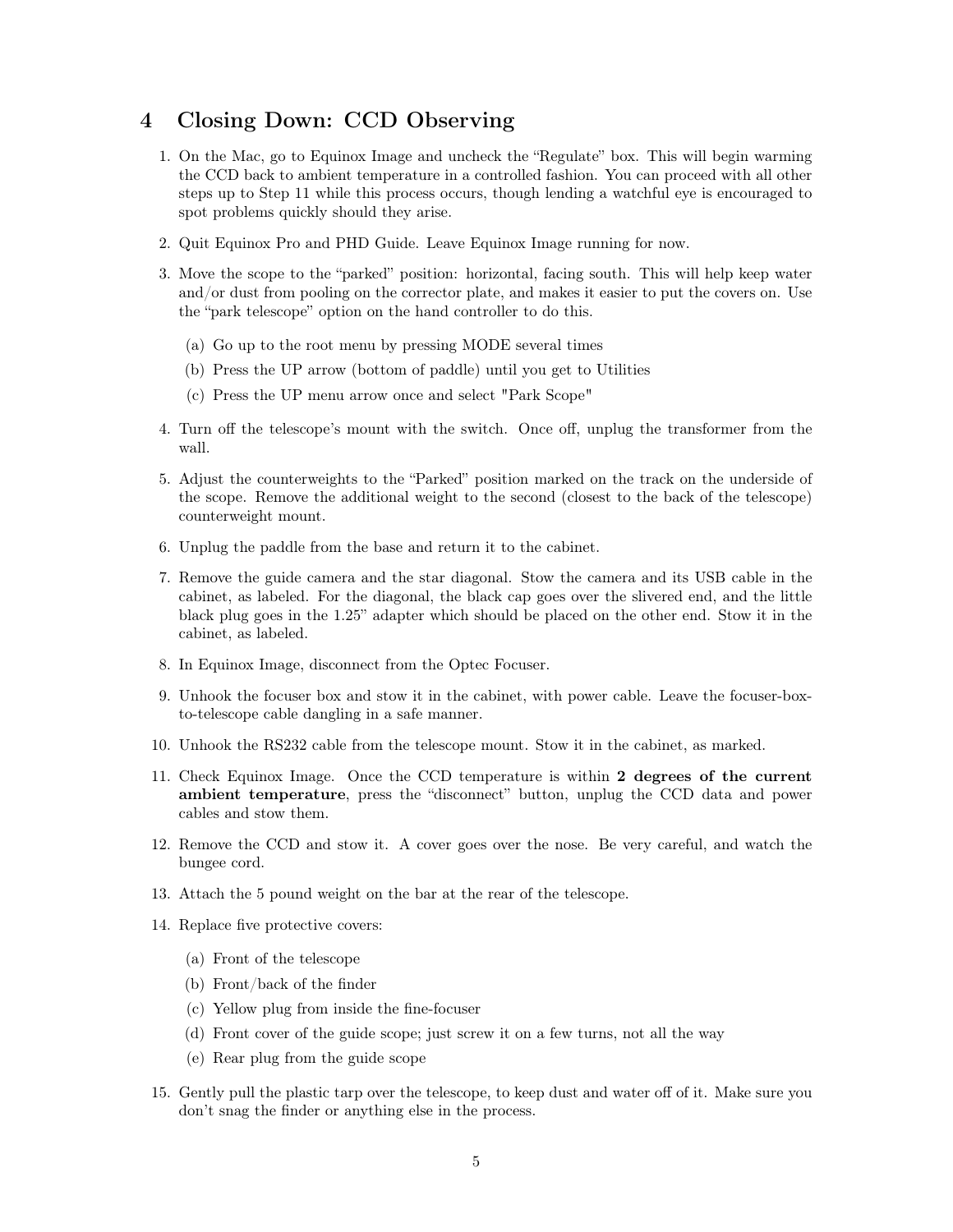## 4 Closing Down: CCD Observing

1. On the Mac, go to Equinox Image and uncheck the "Regulate" box. This will begin warming the CCD back to ambient temperature in a controlled fashion. You can proceed with all other steps up to Step 11 while this process occurs, though lending a watchful eye is encouraged to spot problems quickly should they arise.

2. Quit Equinox Pro and PHD Guide. Leave Equinox Image running for now.

3. Move the scope to the "parked" position: horizontal, facing south. This will help keep water and/or dust from pooling on the corrector plate, and makes it easier to put the covers on. Use the "park telescope" option on the hand controller to do this.

   (a) Go up to the root menu by pressing MODE several times

   (b) Press the UP arrow (bottom of paddle) until you get to Utilities

   (c) Press the UP menu arrow once and select "Park Scope"

4. Turn off the telescope's mount with the switch. Once off, unplug the transformer from the wall.

5. Adjust the counterweights to the "Parked" position marked on the track on the underside of the scope. Remove the additional weight to the second (closest to the back of the telescope) counterweight mount.

6. Unplug the paddle from the base and return it to the cabinet.

7. Remove the guide camera and the star diagonal. Stow the camera and its USB cable in the cabinet, as labeled. For the diagonal, the black cap goes over the slivered end, and the little black plug goes in the 1.25" adapter which should be placed on the other end. Stow it in the cabinet, as labeled.

8. In Equinox Image, disconnect from the Optec Focuser.

9. Unhook the focuser box and stow it in the cabinet, with power cable. Leave the focuser-box-to-telescope cable dangling in a safe manner.

10. Unhook the RS232 cable from the telescope mount. Stow it in the cabinet, as marked.

11. Check Equinox Image. Once the CCD temperature is within **2 degrees of the current ambient temperature**, press the "disconnect" button, unplug the CCD data and power cables and stow them.

12. Remove the CCD and stow it. A cover goes over the nose. Be very careful, and watch the bungee cord.

13. Attach the 5 pound weight on the bar at the rear of the telescope.

14. Replace five protective covers:

    (a) Front of the telescope

    (b) Front/back of the finder

    (c) Yellow plug from inside the fine-focuser

    (d) Front cover of the guide scope; just screw it on a few turns, not all the way

    (e) Rear plug from the guide scope

15. Gently pull the plastic tarp over the telescope, to keep dust and water off of it. Make sure you don't snag the finder or anything else in the process.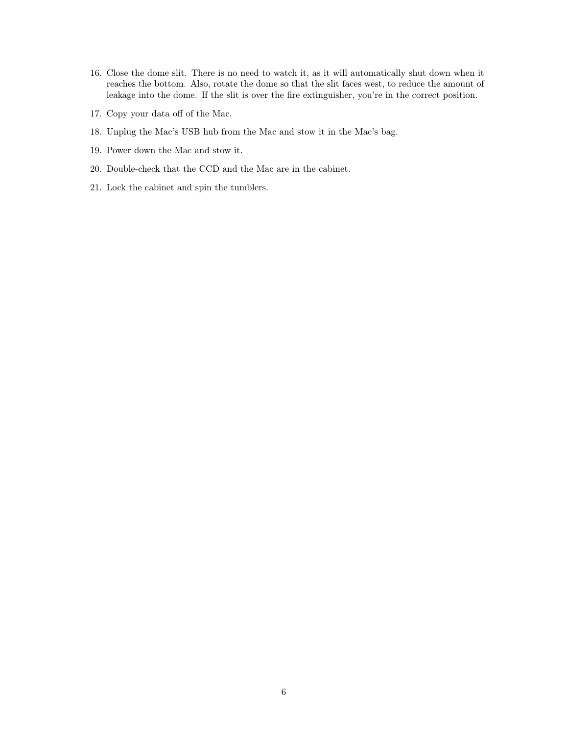16. Close the dome slit. There is no need to watch it, as it will automatically shut down when it reaches the bottom. Also, rotate the dome so that the slit faces west, to reduce the amount of leakage into the dome. If the slit is over the fire extinguisher, you're in the correct position.
17. Copy your data off of the Mac.
18. Unplug the Mac's USB hub from the Mac and stow it in the Mac's bag.
19. Power down the Mac and stow it.
20. Double-check that the CCD and the Mac are in the cabinet.
21. Lock the cabinet and spin the tumblers.